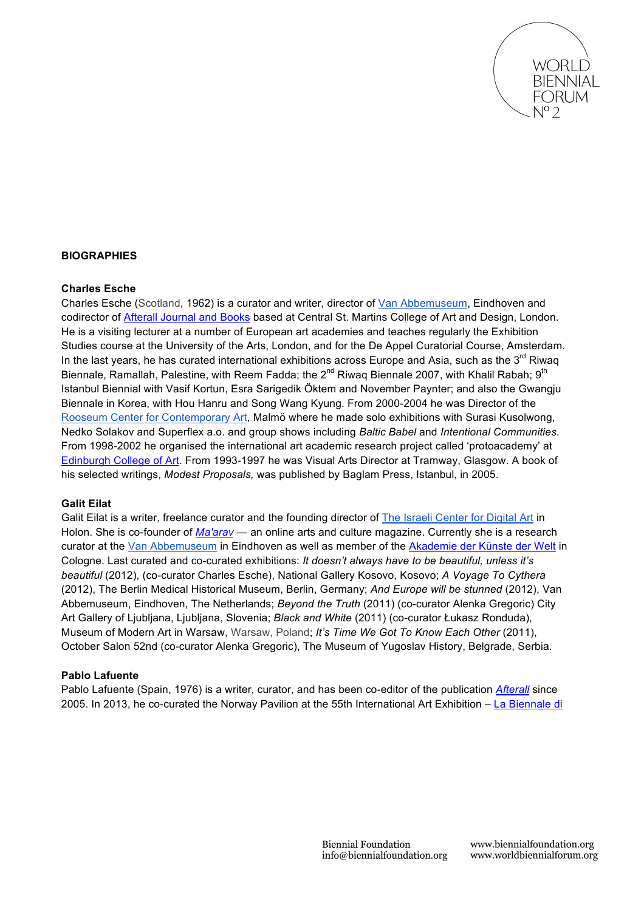## BIOGRAPHIES

### Charles Esche

Charles Esche (Scotland, 1962) is a curator and writer, director of Van Abbemuseum, Eindhoven and codirector of Afterall Journal and Books based at Central St. Martins College of Art and Design, London. He is a visiting lecturer at a number of European art academies and teaches regularly the Exhibition Studies course at the University of the Arts, London, and for the De Appel Curatorial Course, Amsterdam. In the last years, he has curated international exhibitions across Europe and Asia, such as the 3rd Riwaq Biennale, Ramallah, Palestine, with Reem Fadda; the 2nd Riwaq Biennale 2007, with Khalil Rabah; 9th Istanbul Biennial with Vasif Kortun, Esra Sarigedik Öktem and November Paynter; and also the Gwangju Biennale in Korea, with Hou Hanru and Song Wang Kyung. From 2000-2004 he was Director of the Rooseum Center for Contemporary Art, Malmö where he made solo exhibitions with Surasi Kusolwong, Nedko Solakov and Superflex a.o. and group shows including *Baltic Babel* and *Intentional Communities*. From 1998-2002 he organised the international art academic research project called 'protoacademy' at Edinburgh College of Art. From 1993-1997 he was Visual Arts Director at Tramway, Glasgow. A book of his selected writings, *Modest Proposals,* was published by Baglam Press, Istanbul, in 2005.

### Galit Eilat

Galit Eilat is a writer, freelance curator and the founding director of The Israeli Center for Digital Art in Holon. She is co-founder of *Ma'arav* — an online arts and culture magazine. Currently she is a research curator at the Van Abbemuseum in Eindhoven as well as member of the Akademie der Künste der Welt in Cologne. Last curated and co-curated exhibitions: *It doesn't always have to be beautiful, unless it's beautiful* (2012), (co-curator Charles Esche), National Gallery Kosovo, Kosovo; *A Voyage To Cythera* (2012), The Berlin Medical Historical Museum, Berlin, Germany; *And Europe will be stunned* (2012), Van Abbemuseum, Eindhoven, The Netherlands; *Beyond the Truth* (2011) (co-curator Alenka Gregoric) City Art Gallery of Ljubljana, Ljubljana, Slovenia; *Black and White* (2011) (co-curator Łukasz Ronduda), Museum of Modern Art in Warsaw, Warsaw, Poland; *It's Time We Got To Know Each Other* (2011), October Salon 52nd (co-curator Alenka Gregoric), The Museum of Yugoslav History, Belgrade, Serbia.

### Pablo Lafuente

Pablo Lafuente (Spain, 1976) is a writer, curator, and has been co-editor of the publication *Afterall* since 2005. In 2013, he co-curated the Norway Pavilion at the 55th International Art Exhibition – La Biennale di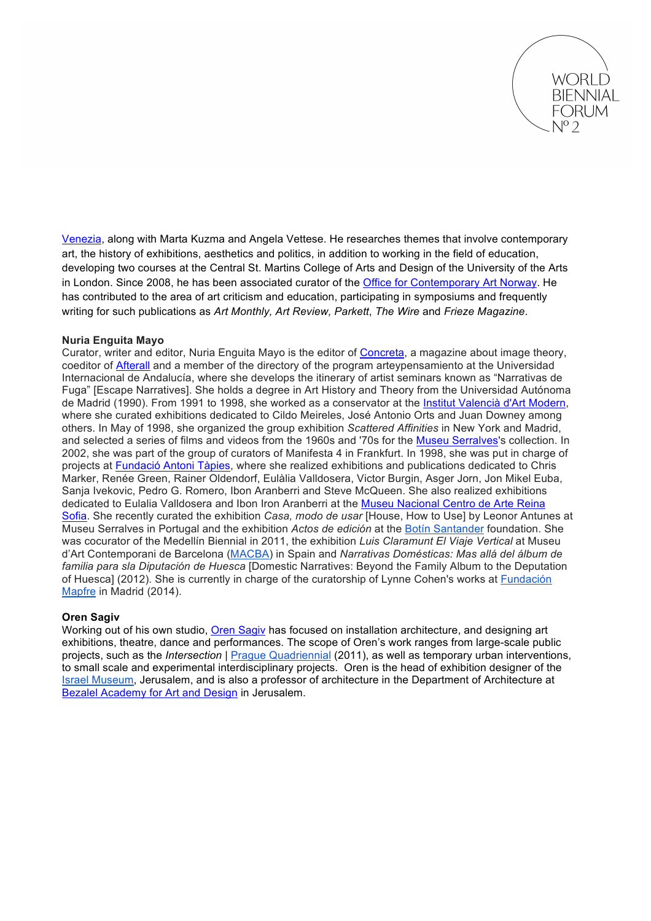Venezia, along with Marta Kuzma and Angela Vettese. He researches themes that involve contemporary art, the history of exhibitions, aesthetics and politics, in addition to working in the field of education, developing two courses at the Central St. Martins College of Arts and Design of the University of the Arts in London. Since 2008, he has been associated curator of the Office for Contemporary Art Norway. He has contributed to the area of art criticism and education, participating in symposiums and frequently writing for such publications as *Art Monthly, Art Review, Parkett*, *The Wire* and *Frieze Magazine*.

**Nuria Enguita Mayo**
Curator, writer and editor, Nuria Enguita Mayo is the editor of Concreta, a magazine about image theory, coeditor of Afterall and a member of the directory of the program arteypensamiento at the Universidad Internacional de Andalucía, where she develops the itinerary of artist seminars known as "Narrativas de Fuga" [Escape Narratives]. She holds a degree in Art History and Theory from the Universidad Autónoma de Madrid (1990). From 1991 to 1998, she worked as a conservator at the Institut Valencià d'Art Modern, where she curated exhibitions dedicated to Cildo Meireles, José Antonio Orts and Juan Downey among others. In May of 1998, she organized the group exhibition *Scattered Affinities* in New York and Madrid, and selected a series of films and videos from the 1960s and '70s for the Museu Serralves's collection. In 2002, she was part of the group of curators of Manifesta 4 in Frankfurt. In 1998, she was put in charge of projects at Fundació Antoni Tàpies, where she realized exhibitions and publications dedicated to Chris Marker, Renée Green, Rainer Oldendorf, Eulàlia Valldosera, Victor Burgin, Asger Jorn, Jon Mikel Euba, Sanja Ivekovic, Pedro G. Romero, Ibon Aranberri and Steve McQueen. She also realized exhibitions dedicated to Eulalia Valldosera and Ibon Iron Aranberri at the Museu Nacional Centro de Arte Reina Sofia. She recently curated the exhibition *Casa, modo de usar* [House, How to Use] by Leonor Antunes at Museu Serralves in Portugal and the exhibition *Actos de edición* at the Botín Santander foundation. She was cocurator of the Medellín Biennial in 2011, the exhibition *Luis Claramunt El Viaje Vertical* at Museu d'Art Contemporani de Barcelona (MACBA) in Spain and *Narrativas Domésticas: Mas allá del álbum de familia para sla Diputación de Huesca* [Domestic Narratives: Beyond the Family Album to the Deputation of Huesca] (2012). She is currently in charge of the curatorship of Lynne Cohen's works at Fundación Mapfre in Madrid (2014).

**Oren Sagiv**
Working out of his own studio, Oren Sagiv has focused on installation architecture, and designing art exhibitions, theatre, dance and performances. The scope of Oren's work ranges from large-scale public projects, such as the *Intersection* | Prague Quadriennial (2011), as well as temporary urban interventions, to small scale and experimental interdisciplinary projects. Oren is the head of exhibition designer of the Israel Museum, Jerusalem, and is also a professor of architecture in the Department of Architecture at Bezalel Academy for Art and Design in Jerusalem.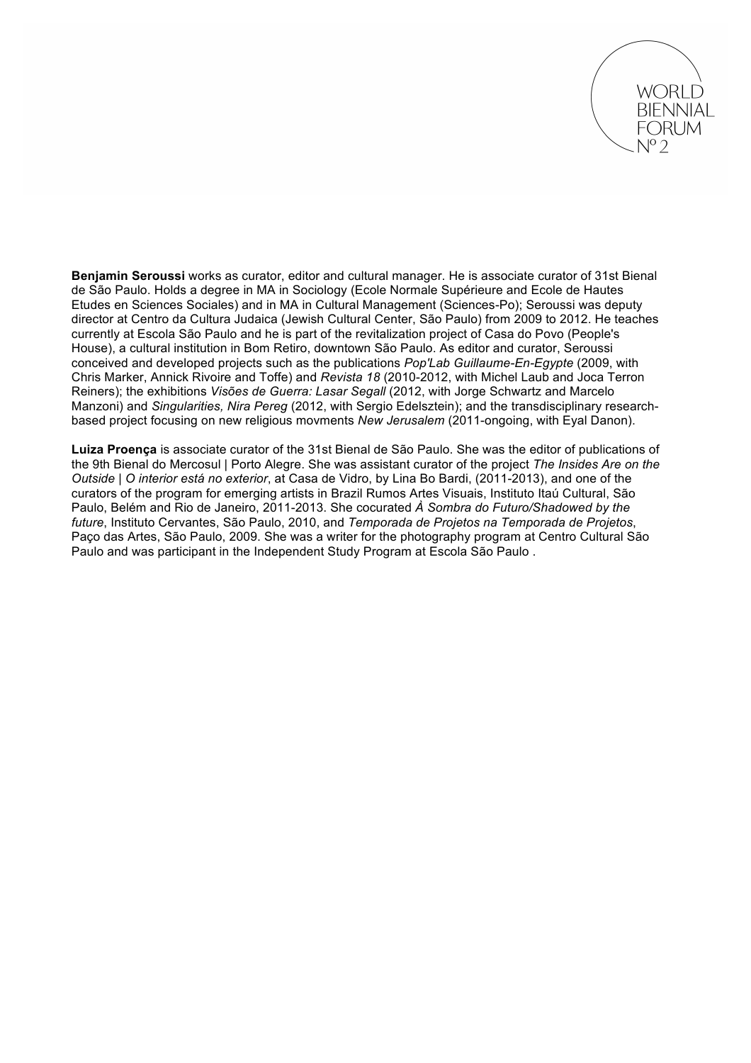**Benjamin Seroussi** works as curator, editor and cultural manager. He is associate curator of 31st Bienal de São Paulo. Holds a degree in MA in Sociology (Ecole Normale Supérieure and Ecole de Hautes Etudes en Sciences Sociales) and in MA in Cultural Management (Sciences-Po); Seroussi was deputy director at Centro da Cultura Judaica (Jewish Cultural Center, São Paulo) from 2009 to 2012. He teaches currently at Escola São Paulo and he is part of the revitalization project of Casa do Povo (People's House), a cultural institution in Bom Retiro, downtown São Paulo. As editor and curator, Seroussi conceived and developed projects such as the publications *Pop'Lab Guillaume-En-Egypte* (2009, with Chris Marker, Annick Rivoire and Toffe) and *Revista 18* (2010-2012, with Michel Laub and Joca Terron Reiners); the exhibitions *Visões de Guerra: Lasar Segall* (2012, with Jorge Schwartz and Marcelo Manzoni) and *Singularities, Nira Pereg* (2012, with Sergio Edelsztein); and the transdisciplinary research-based project focusing on new religious movments *New Jerusalem* (2011-ongoing, with Eyal Danon).

**Luiza Proença** is associate curator of the 31st Bienal de São Paulo. She was the editor of publications of the 9th Bienal do Mercosul | Porto Alegre. She was assistant curator of the project *The Insides Are on the Outside | O interior está no exterior*, at Casa de Vidro, by Lina Bo Bardi, (2011-2013), and one of the curators of the program for emerging artists in Brazil Rumos Artes Visuais, Instituto Itaú Cultural, São Paulo, Belém and Rio de Janeiro, 2011-2013. She cocurated *À Sombra do Futuro/Shadowed by the future*, Instituto Cervantes, São Paulo, 2010, and *Temporada de Projetos na Temporada de Projetos*, Paço das Artes, São Paulo, 2009. She was a writer for the photography program at Centro Cultural São Paulo and was participant in the Independent Study Program at Escola São Paulo .